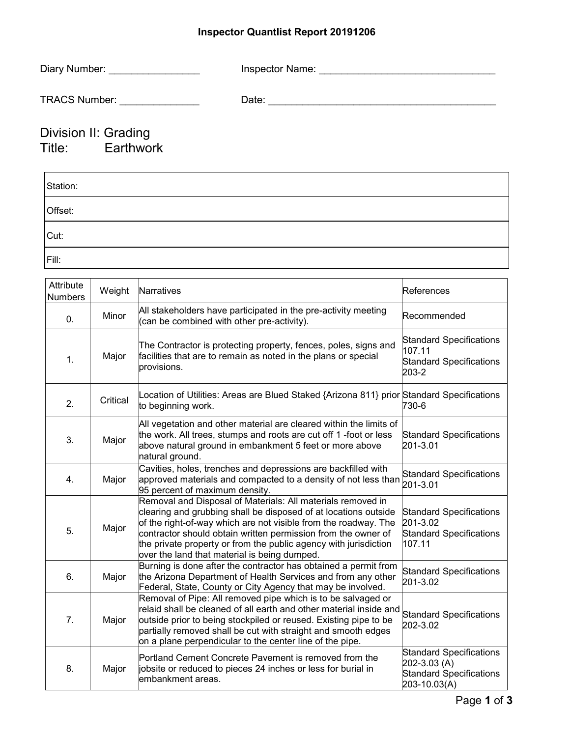# Inspector Quantlist Report 20191206

Diary Number: ________________ Inspector Name: _______________________________

TRACS Number: ______________ Date: _________________________________________

## Division II: Grading
## Title: Earthwork

| Station: |
|---|
| Offset: |
| Cut: |
| Fill: |

| Attribute Numbers | Weight | Narratives | References |
|---|---|---|---|
| 0. | Minor | All stakeholders have participated in the pre-activity meeting (can be combined with other pre-activity). | Recommended |
| 1. | Major | The Contractor is protecting property, fences, poles, signs and facilities that are to remain as noted in the plans or special provisions. | Standard Specifications 107.11<br>Standard Specifications 203-2 |
| 2. | Critical | Location of Utilities: Areas are Blued Staked {Arizona 811} prior to beginning work. | Standard Specifications 730-6 |
| 3. | Major | All vegetation and other material are cleared within the limits of the work. All trees, stumps and roots are cut off 1 -foot or less above natural ground in embankment 5 feet or more above natural ground. | Standard Specifications 201-3.01 |
| 4. | Major | Cavities, holes, trenches and depressions are backfilled with approved materials and compacted to a density of not less than 95 percent of maximum density. | Standard Specifications 201-3.01 |
| 5. | Major | Removal and Disposal of Materials: All materials removed in clearing and grubbing shall be disposed of at locations outside of the right-of-way which are not visible from the roadway. The contractor should obtain written permission from the owner of the private property or from the public agency with jurisdiction over the land that material is being dumped. | Standard Specifications 201-3.02<br>Standard Specifications 107.11 |
| 6. | Major | Burning is done after the contractor has obtained a permit from the Arizona Department of Health Services and from any other Federal, State, County or City Agency that may be involved. | Standard Specifications 201-3.02 |
| 7. | Major | Removal of Pipe: All removed pipe which is to be salvaged or relaid shall be cleaned of all earth and other material inside and outside prior to being stockpiled or reused. Existing pipe to be partially removed shall be cut with straight and smooth edges on a plane perpendicular to the center line of the pipe. | Standard Specifications 202-3.02 |
| 8. | Major | Portland Cement Concrete Pavement is removed from the jobsite or reduced to pieces 24 inches or less for burial in embankment areas. | Standard Specifications 202-3.03 (A)<br>Standard Specifications 203-10.03(A) |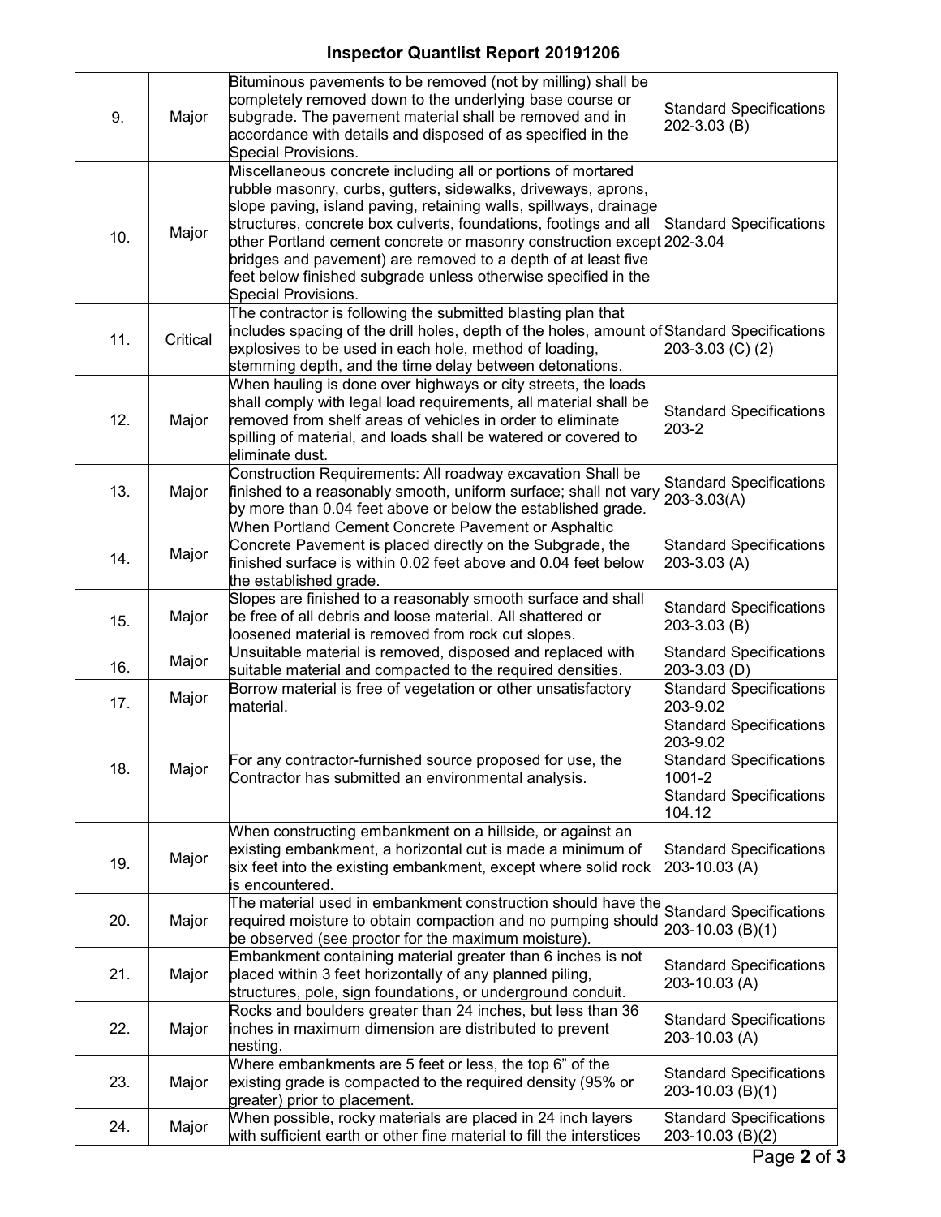# Inspector Quantlist Report 20191206

| | | | |
|---|---|---|---|
| 9. | Major | Bituminous pavements to be removed (not by milling) shall be completely removed down to the underlying base course or subgrade. The pavement material shall be removed and in accordance with details and disposed of as specified in the Special Provisions. | Standard Specifications 202-3.03 (B) |
| 10. | Major | Miscellaneous concrete including all or portions of mortared rubble masonry, curbs, gutters, sidewalks, driveways, aprons, slope paving, island paving, retaining walls, spillways, drainage structures, concrete box culverts, foundations, footings and all other Portland cement concrete or masonry construction except bridges and pavement) are removed to a depth of at least five feet below finished subgrade unless otherwise specified in the Special Provisions. | Standard Specifications 202-3.04 |
| 11. | Critical | The contractor is following the submitted blasting plan that includes spacing of the drill holes, depth of the holes, amount of explosives to be used in each hole, method of loading, stemming depth, and the time delay between detonations. | Standard Specifications 203-3.03 (C) (2) |
| 12. | Major | When hauling is done over highways or city streets, the loads shall comply with legal load requirements, all material shall be removed from shelf areas of vehicles in order to eliminate spilling of material, and loads shall be watered or covered to eliminate dust. | Standard Specifications 203-2 |
| 13. | Major | Construction Requirements: All roadway excavation Shall be finished to a reasonably smooth, uniform surface; shall not vary by more than 0.04 feet above or below the established grade. | Standard Specifications 203-3.03(A) |
| 14. | Major | When Portland Cement Concrete Pavement or Asphaltic Concrete Pavement is placed directly on the Subgrade, the finished surface is within 0.02 feet above and 0.04 feet below the established grade. | Standard Specifications 203-3.03 (A) |
| 15. | Major | Slopes are finished to a reasonably smooth surface and shall be free of all debris and loose material. All shattered or loosened material is removed from rock cut slopes. | Standard Specifications 203-3.03 (B) |
| 16. | Major | Unsuitable material is removed, disposed and replaced with suitable material and compacted to the required densities. | Standard Specifications 203-3.03 (D) |
| 17. | Major | Borrow material is free of vegetation or other unsatisfactory material. | Standard Specifications 203-9.02 |
| 18. | Major | For any contractor-furnished source proposed for use, the Contractor has submitted an environmental analysis. | Standard Specifications 203-9.02<br>Standard Specifications 1001-2<br>Standard Specifications 104.12 |
| 19. | Major | When constructing embankment on a hillside, or against an existing embankment, a horizontal cut is made a minimum of six feet into the existing embankment, except where solid rock is encountered. | Standard Specifications 203-10.03 (A) |
| 20. | Major | The material used in embankment construction should have the required moisture to obtain compaction and no pumping should be observed (see proctor for the maximum moisture). | Standard Specifications 203-10.03 (B)(1) |
| 21. | Major | Embankment containing material greater than 6 inches is not placed within 3 feet horizontally of any planned piling, structures, pole, sign foundations, or underground conduit. | Standard Specifications 203-10.03 (A) |
| 22. | Major | Rocks and boulders greater than 24 inches, but less than 36 inches in maximum dimension are distributed to prevent nesting. | Standard Specifications 203-10.03 (A) |
| 23. | Major | Where embankments are 5 feet or less, the top 6" of the existing grade is compacted to the required density (95% or greater) prior to placement. | Standard Specifications 203-10.03 (B)(1) |
| 24. | Major | When possible, rocky materials are placed in 24 inch layers with sufficient earth or other fine material to fill the interstices | Standard Specifications 203-10.03 (B)(2) |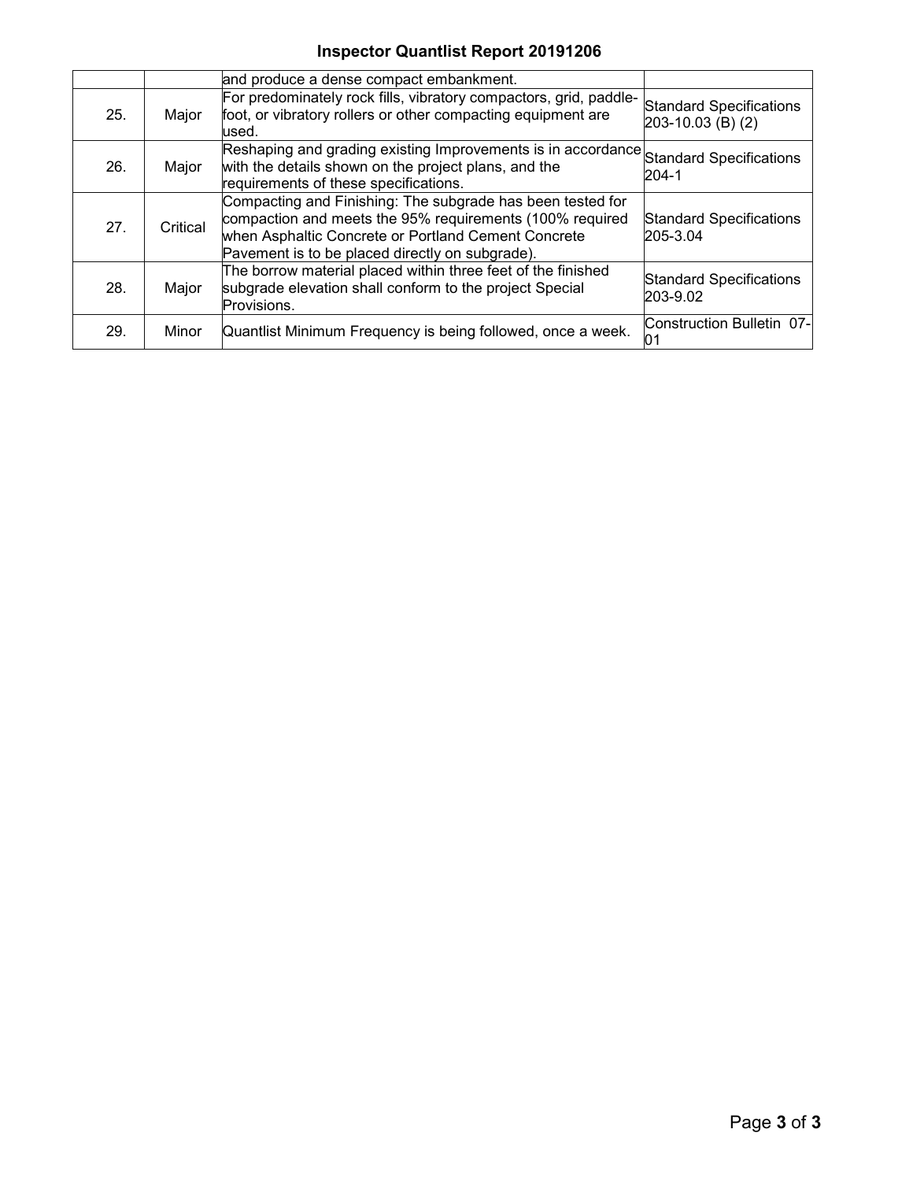| | | | |
|---|---|---|---|
| | | and produce a dense compact embankment. | |
| 25. | Major | For predominately rock fills, vibratory compactors, grid, paddle-foot, or vibratory rollers or other compacting equipment are used. | Standard Specifications 203-10.03 (B) (2) |
| 26. | Major | Reshaping and grading existing Improvements is in accordance with the details shown on the project plans, and the requirements of these specifications. | Standard Specifications 204-1 |
| 27. | Critical | Compacting and Finishing: The subgrade has been tested for compaction and meets the 95% requirements (100% required when Asphaltic Concrete or Portland Cement Concrete Pavement is to be placed directly on subgrade). | Standard Specifications 205-3.04 |
| 28. | Major | The borrow material placed within three feet of the finished subgrade elevation shall conform to the project Special Provisions. | Standard Specifications 203-9.02 |
| 29. | Minor | Quantlist Minimum Frequency is being followed, once a week. | Construction Bulletin 07-01 |